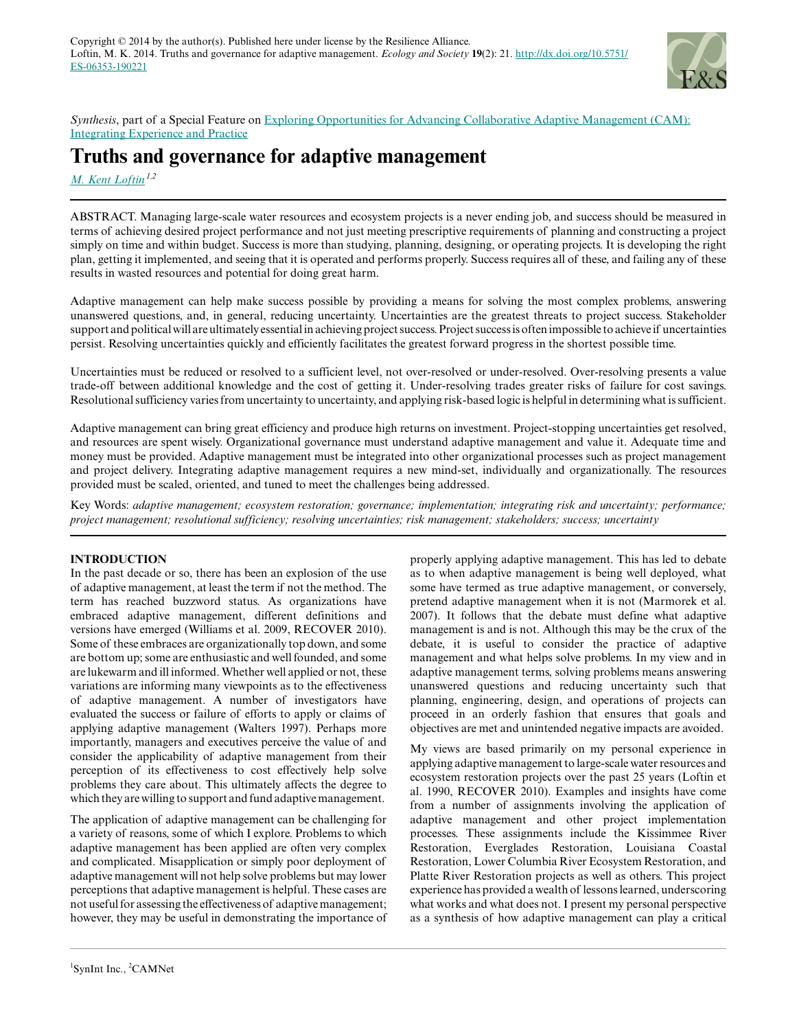Copyright © 2014 by the author(s). Published here under license by the Resilience Alliance.
Loftin, M. K. 2014. Truths and governance for adaptive management. *Ecology and Society* 19(2): 21. http://dx.doi.org/10.5751/ES-06353-190221

*Synthesis*, part of a Special Feature on Exploring Opportunities for Advancing Collaborative Adaptive Management (CAM): Integrating Experience and Practice

# Truths and governance for adaptive management

M. Kent Loftin[1,2]

ABSTRACT. Managing large-scale water resources and ecosystem projects is a never ending job, and success should be measured in terms of achieving desired project performance and not just meeting prescriptive requirements of planning and constructing a project simply on time and within budget. Success is more than studying, planning, designing, or operating projects. It is developing the right plan, getting it implemented, and seeing that it is operated and performs properly. Success requires all of these, and failing any of these results in wasted resources and potential for doing great harm.

Adaptive management can help make success possible by providing a means for solving the most complex problems, answering unanswered questions, and, in general, reducing uncertainty. Uncertainties are the greatest threats to project success. Stakeholder support and political will are ultimately essential in achieving project success. Project success is often impossible to achieve if uncertainties persist. Resolving uncertainties quickly and efficiently facilitates the greatest forward progress in the shortest possible time.

Uncertainties must be reduced or resolved to a sufficient level, not over-resolved or under-resolved. Over-resolving presents a value trade-off between additional knowledge and the cost of getting it. Under-resolving trades greater risks of failure for cost savings. Resolutional sufficiency varies from uncertainty to uncertainty, and applying risk-based logic is helpful in determining what is sufficient.

Adaptive management can bring great efficiency and produce high returns on investment. Project-stopping uncertainties get resolved, and resources are spent wisely. Organizational governance must understand adaptive management and value it. Adequate time and money must be provided. Adaptive management must be integrated into other organizational processes such as project management and project delivery. Integrating adaptive management requires a new mind-set, individually and organizationally. The resources provided must be scaled, oriented, and tuned to meet the challenges being addressed.

Key Words: *adaptive management; ecosystem restoration; governance; implementation; integrating risk and uncertainty; performance; project management; resolutional sufficiency; resolving uncertainties; risk management; stakeholders; success; uncertainty*

## INTRODUCTION

In the past decade or so, there has been an explosion of the use of adaptive management, at least the term if not the method. The term has reached buzzword status. As organizations have embraced adaptive management, different definitions and versions have emerged (Williams et al. 2009, RECOVER 2010). Some of these embraces are organizationally top down, and some are bottom up; some are enthusiastic and well founded, and some are lukewarm and ill informed. Whether well applied or not, these variations are informing many viewpoints as to the effectiveness of adaptive management. A number of investigators have evaluated the success or failure of efforts to apply or claims of applying adaptive management (Walters 1997). Perhaps more importantly, managers and executives perceive the value of and consider the applicability of adaptive management from their perception of its effectiveness to cost effectively help solve problems they care about. This ultimately affects the degree to which they are willing to support and fund adaptive management.

The application of adaptive management can be challenging for a variety of reasons, some of which I explore. Problems to which adaptive management has been applied are often very complex and complicated. Misapplication or simply poor deployment of adaptive management will not help solve problems but may lower perceptions that adaptive management is helpful. These cases are not useful for assessing the effectiveness of adaptive management; however, they may be useful in demonstrating the importance of properly applying adaptive management. This has led to debate as to when adaptive management is being well deployed, what some have termed as true adaptive management, or conversely, pretend adaptive management when it is not (Marmorek et al. 2007). It follows that the debate must define what adaptive management is and is not. Although this may be the crux of the debate, it is useful to consider the practice of adaptive management and what helps solve problems. In my view and in adaptive management terms, solving problems means answering unanswered questions and reducing uncertainty such that planning, engineering, design, and operations of projects can proceed in an orderly fashion that ensures that goals and objectives are met and unintended negative impacts are avoided.

My views are based primarily on my personal experience in applying adaptive management to large-scale water resources and ecosystem restoration projects over the past 25 years (Loftin et al. 1990, RECOVER 2010). Examples and insights have come from a number of assignments involving the application of adaptive management and other project implementation processes. These assignments include the Kissimmee River Restoration, Everglades Restoration, Louisiana Coastal Restoration, Lower Columbia River Ecosystem Restoration, and Platte River Restoration projects as well as others. This project experience has provided a wealth of lessons learned, underscoring what works and what does not. I present my personal perspective as a synthesis of how adaptive management can play a critical

[1]SynInt Inc., [2]CAMNet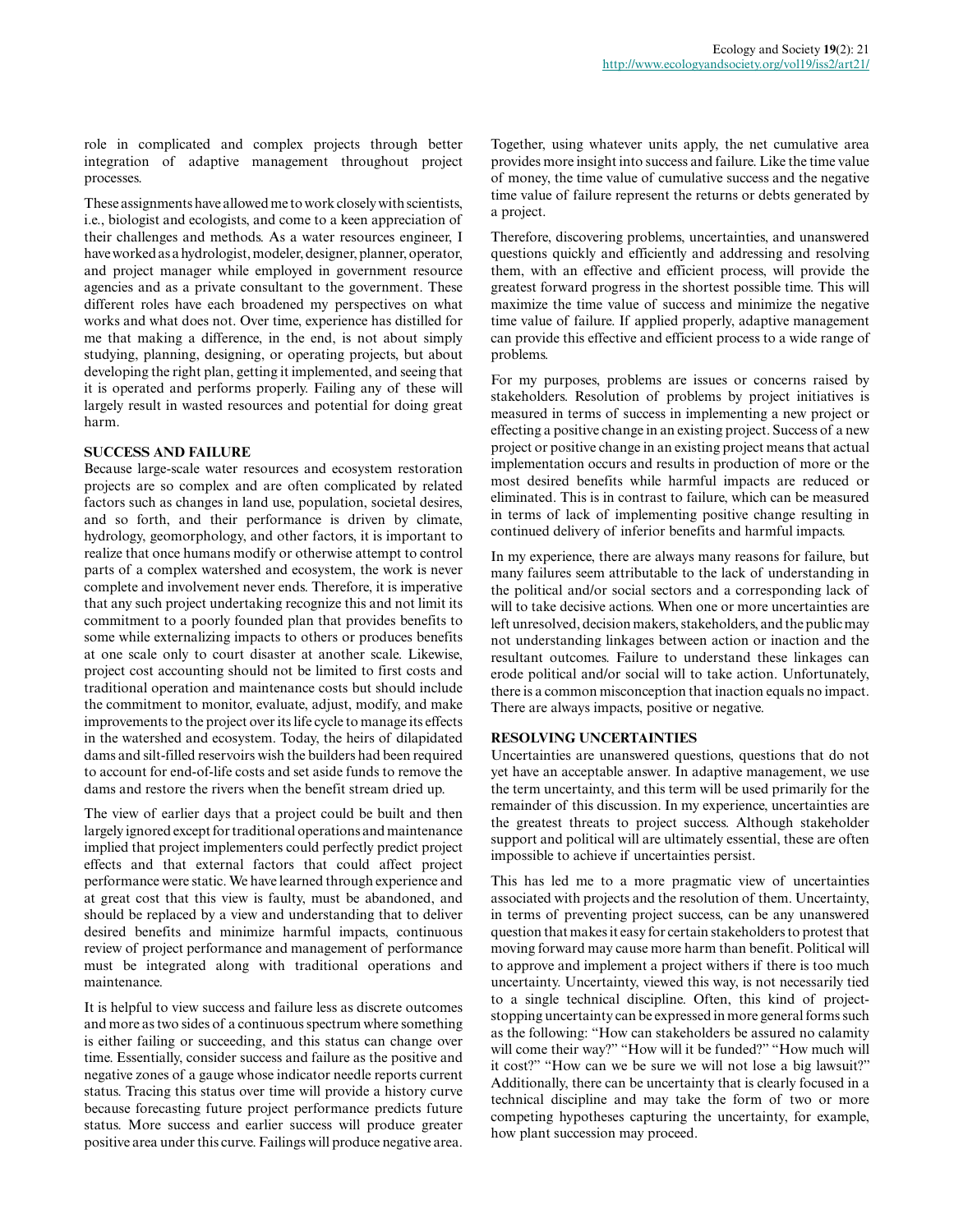role in complicated and complex projects through better integration of adaptive management throughout project processes.

These assignments have allowed me to work closely with scientists, i.e., biologist and ecologists, and come to a keen appreciation of their challenges and methods. As a water resources engineer, I have worked as a hydrologist, modeler, designer, planner, operator, and project manager while employed in government resource agencies and as a private consultant to the government. These different roles have each broadened my perspectives on what works and what does not. Over time, experience has distilled for me that making a difference, in the end, is not about simply studying, planning, designing, or operating projects, but about developing the right plan, getting it implemented, and seeing that it is operated and performs properly. Failing any of these will largely result in wasted resources and potential for doing great harm.

## SUCCESS AND FAILURE

Because large-scale water resources and ecosystem restoration projects are so complex and are often complicated by related factors such as changes in land use, population, societal desires, and so forth, and their performance is driven by climate, hydrology, geomorphology, and other factors, it is important to realize that once humans modify or otherwise attempt to control parts of a complex watershed and ecosystem, the work is never complete and involvement never ends. Therefore, it is imperative that any such project undertaking recognize this and not limit its commitment to a poorly founded plan that provides benefits to some while externalizing impacts to others or produces benefits at one scale only to court disaster at another scale. Likewise, project cost accounting should not be limited to first costs and traditional operation and maintenance costs but should include the commitment to monitor, evaluate, adjust, modify, and make improvements to the project over its life cycle to manage its effects in the watershed and ecosystem. Today, the heirs of dilapidated dams and silt-filled reservoirs wish the builders had been required to account for end-of-life costs and set aside funds to remove the dams and restore the rivers when the benefit stream dried up.

The view of earlier days that a project could be built and then largely ignored except for traditional operations and maintenance implied that project implementers could perfectly predict project effects and that external factors that could affect project performance were static. We have learned through experience and at great cost that this view is faulty, must be abandoned, and should be replaced by a view and understanding that to deliver desired benefits and minimize harmful impacts, continuous review of project performance and management of performance must be integrated along with traditional operations and maintenance.

It is helpful to view success and failure less as discrete outcomes and more as two sides of a continuous spectrum where something is either failing or succeeding, and this status can change over time. Essentially, consider success and failure as the positive and negative zones of a gauge whose indicator needle reports current status. Tracing this status over time will provide a history curve because forecasting future project performance predicts future status. More success and earlier success will produce greater positive area under this curve. Failings will produce negative area. Together, using whatever units apply, the net cumulative area provides more insight into success and failure. Like the time value of money, the time value of cumulative success and the negative time value of failure represent the returns or debts generated by a project.

Therefore, discovering problems, uncertainties, and unanswered questions quickly and efficiently and addressing and resolving them, with an effective and efficient process, will provide the greatest forward progress in the shortest possible time. This will maximize the time value of success and minimize the negative time value of failure. If applied properly, adaptive management can provide this effective and efficient process to a wide range of problems.

For my purposes, problems are issues or concerns raised by stakeholders. Resolution of problems by project initiatives is measured in terms of success in implementing a new project or effecting a positive change in an existing project. Success of a new project or positive change in an existing project means that actual implementation occurs and results in production of more or the most desired benefits while harmful impacts are reduced or eliminated. This is in contrast to failure, which can be measured in terms of lack of implementing positive change resulting in continued delivery of inferior benefits and harmful impacts.

In my experience, there are always many reasons for failure, but many failures seem attributable to the lack of understanding in the political and/or social sectors and a corresponding lack of will to take decisive actions. When one or more uncertainties are left unresolved, decision makers, stakeholders, and the public may not understanding linkages between action or inaction and the resultant outcomes. Failure to understand these linkages can erode political and/or social will to take action. Unfortunately, there is a common misconception that inaction equals no impact. There are always impacts, positive or negative.

## RESOLVING UNCERTAINTIES

Uncertainties are unanswered questions, questions that do not yet have an acceptable answer. In adaptive management, we use the term uncertainty, and this term will be used primarily for the remainder of this discussion. In my experience, uncertainties are the greatest threats to project success. Although stakeholder support and political will are ultimately essential, these are often impossible to achieve if uncertainties persist.

This has led me to a more pragmatic view of uncertainties associated with projects and the resolution of them. Uncertainty, in terms of preventing project success, can be any unanswered question that makes it easy for certain stakeholders to protest that moving forward may cause more harm than benefit. Political will to approve and implement a project withers if there is too much uncertainty. Uncertainty, viewed this way, is not necessarily tied to a single technical discipline. Often, this kind of project-stopping uncertainty can be expressed in more general forms such as the following: "How can stakeholders be assured no calamity will come their way?" "How will it be funded?" "How much will it cost?" "How can we be sure we will not lose a big lawsuit?" Additionally, there can be uncertainty that is clearly focused in a technical discipline and may take the form of two or more competing hypotheses capturing the uncertainty, for example, how plant succession may proceed.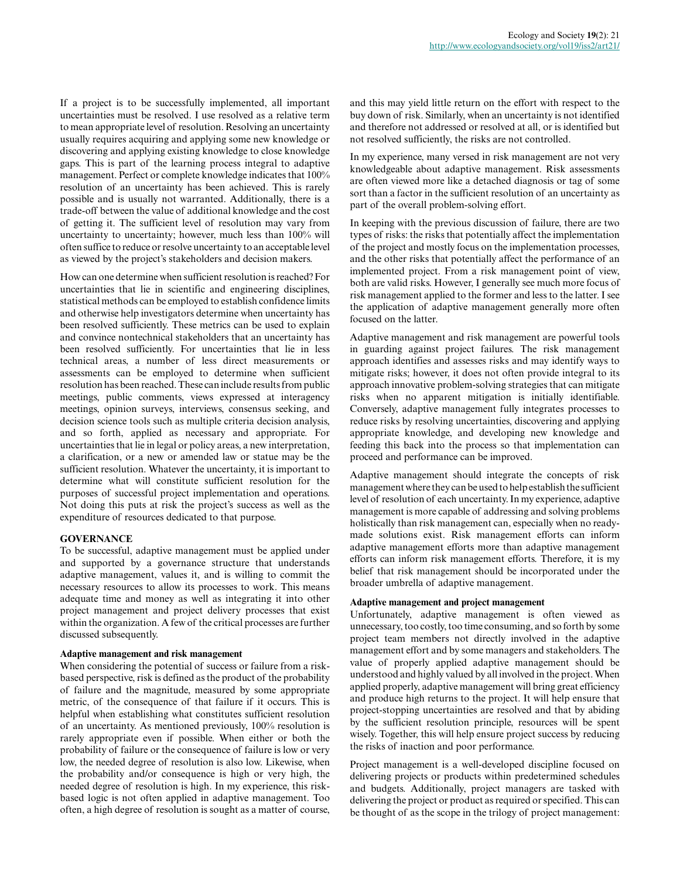If a project is to be successfully implemented, all important uncertainties must be resolved. I use resolved as a relative term to mean appropriate level of resolution. Resolving an uncertainty usually requires acquiring and applying some new knowledge or discovering and applying existing knowledge to close knowledge gaps. This is part of the learning process integral to adaptive management. Perfect or complete knowledge indicates that 100% resolution of an uncertainty has been achieved. This is rarely possible and is usually not warranted. Additionally, there is a trade-off between the value of additional knowledge and the cost of getting it. The sufficient level of resolution may vary from uncertainty to uncertainty; however, much less than 100% will often suffice to reduce or resolve uncertainty to an acceptable level as viewed by the project's stakeholders and decision makers.

How can one determine when sufficient resolution is reached? For uncertainties that lie in scientific and engineering disciplines, statistical methods can be employed to establish confidence limits and otherwise help investigators determine when uncertainty has been resolved sufficiently. These metrics can be used to explain and convince nontechnical stakeholders that an uncertainty has been resolved sufficiently. For uncertainties that lie in less technical areas, a number of less direct measurements or assessments can be employed to determine when sufficient resolution has been reached. These can include results from public meetings, public comments, views expressed at interagency meetings, opinion surveys, interviews, consensus seeking, and decision science tools such as multiple criteria decision analysis, and so forth, applied as necessary and appropriate. For uncertainties that lie in legal or policy areas, a new interpretation, a clarification, or a new or amended law or statue may be the sufficient resolution. Whatever the uncertainty, it is important to determine what will constitute sufficient resolution for the purposes of successful project implementation and operations. Not doing this puts at risk the project's success as well as the expenditure of resources dedicated to that purpose.

## GOVERNANCE

To be successful, adaptive management must be applied under and supported by a governance structure that understands adaptive management, values it, and is willing to commit the necessary resources to allow its processes to work. This means adequate time and money as well as integrating it into other project management and project delivery processes that exist within the organization. A few of the critical processes are further discussed subsequently.

### Adaptive management and risk management

When considering the potential of success or failure from a risk-based perspective, risk is defined as the product of the probability of failure and the magnitude, measured by some appropriate metric, of the consequence of that failure if it occurs. This is helpful when establishing what constitutes sufficient resolution of an uncertainty. As mentioned previously, 100% resolution is rarely appropriate even if possible. When either or both the probability of failure or the consequence of failure is low or very low, the needed degree of resolution is also low. Likewise, when the probability and/or consequence is high or very high, the needed degree of resolution is high. In my experience, this risk-based logic is not often applied in adaptive management. Too often, a high degree of resolution is sought as a matter of course, and this may yield little return on the effort with respect to the buy down of risk. Similarly, when an uncertainty is not identified and therefore not addressed or resolved at all, or is identified but not resolved sufficiently, the risks are not controlled.

In my experience, many versed in risk management are not very knowledgeable about adaptive management. Risk assessments are often viewed more like a detached diagnosis or tag of some sort than a factor in the sufficient resolution of an uncertainty as part of the overall problem-solving effort.

In keeping with the previous discussion of failure, there are two types of risks: the risks that potentially affect the implementation of the project and mostly focus on the implementation processes, and the other risks that potentially affect the performance of an implemented project. From a risk management point of view, both are valid risks. However, I generally see much more focus of risk management applied to the former and less to the latter. I see the application of adaptive management generally more often focused on the latter.

Adaptive management and risk management are powerful tools in guarding against project failures. The risk management approach identifies and assesses risks and may identify ways to mitigate risks; however, it does not often provide integral to its approach innovative problem-solving strategies that can mitigate risks when no apparent mitigation is initially identifiable. Conversely, adaptive management fully integrates processes to reduce risks by resolving uncertainties, discovering and applying appropriate knowledge, and developing new knowledge and feeding this back into the process so that implementation can proceed and performance can be improved.

Adaptive management should integrate the concepts of risk management where they can be used to help establish the sufficient level of resolution of each uncertainty. In my experience, adaptive management is more capable of addressing and solving problems holistically than risk management can, especially when no ready-made solutions exist. Risk management efforts can inform adaptive management efforts more than adaptive management efforts can inform risk management efforts. Therefore, it is my belief that risk management should be incorporated under the broader umbrella of adaptive management.

### Adaptive management and project management

Unfortunately, adaptive management is often viewed as unnecessary, too costly, too time consuming, and so forth by some project team members not directly involved in the adaptive management effort and by some managers and stakeholders. The value of properly applied adaptive management should be understood and highly valued by all involved in the project. When applied properly, adaptive management will bring great efficiency and produce high returns to the project. It will help ensure that project-stopping uncertainties are resolved and that by abiding by the sufficient resolution principle, resources will be spent wisely. Together, this will help ensure project success by reducing the risks of inaction and poor performance.

Project management is a well-developed discipline focused on delivering projects or products within predetermined schedules and budgets. Additionally, project managers are tasked with delivering the project or product as required or specified. This can be thought of as the scope in the trilogy of project management: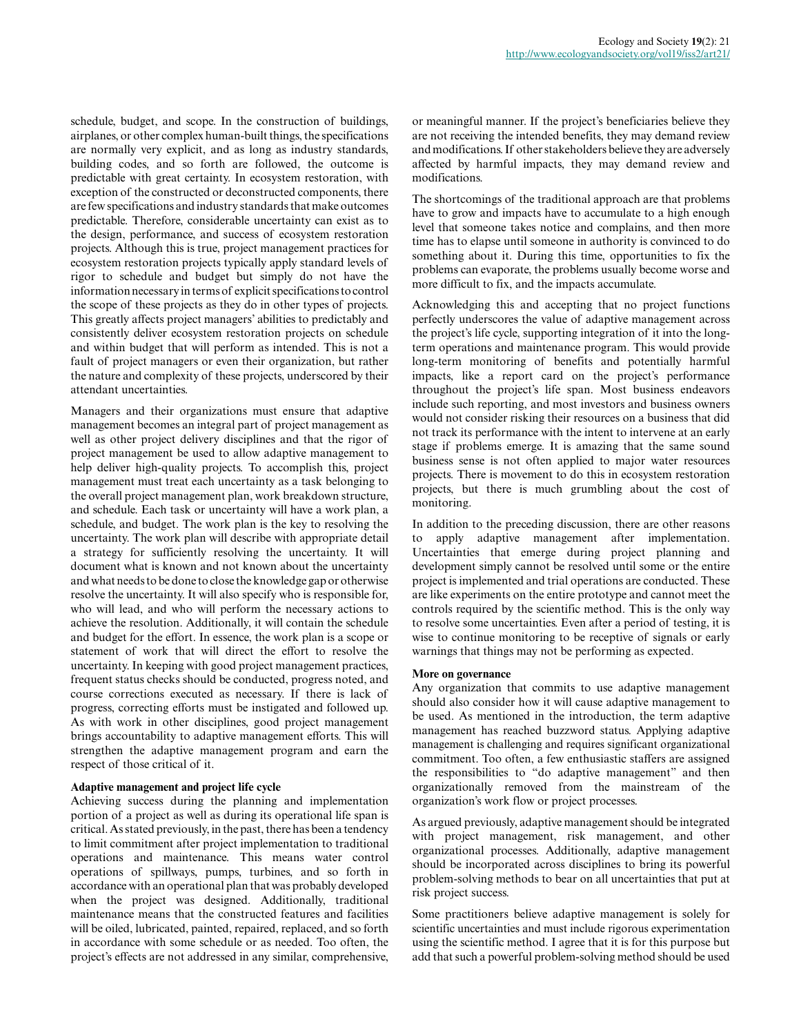schedule, budget, and scope. In the construction of buildings, airplanes, or other complex human-built things, the specifications are normally very explicit, and as long as industry standards, building codes, and so forth are followed, the outcome is predictable with great certainty. In ecosystem restoration, with exception of the constructed or deconstructed components, there are few specifications and industry standards that make outcomes predictable. Therefore, considerable uncertainty can exist as to the design, performance, and success of ecosystem restoration projects. Although this is true, project management practices for ecosystem restoration projects typically apply standard levels of rigor to schedule and budget but simply do not have the information necessary in terms of explicit specifications to control the scope of these projects as they do in other types of projects. This greatly affects project managers' abilities to predictably and consistently deliver ecosystem restoration projects on schedule and within budget that will perform as intended. This is not a fault of project managers or even their organization, but rather the nature and complexity of these projects, underscored by their attendant uncertainties.

Managers and their organizations must ensure that adaptive management becomes an integral part of project management as well as other project delivery disciplines and that the rigor of project management be used to allow adaptive management to help deliver high-quality projects. To accomplish this, project management must treat each uncertainty as a task belonging to the overall project management plan, work breakdown structure, and schedule. Each task or uncertainty will have a work plan, a schedule, and budget. The work plan is the key to resolving the uncertainty. The work plan will describe with appropriate detail a strategy for sufficiently resolving the uncertainty. It will document what is known and not known about the uncertainty and what needs to be done to close the knowledge gap or otherwise resolve the uncertainty. It will also specify who is responsible for, who will lead, and who will perform the necessary actions to achieve the resolution. Additionally, it will contain the schedule and budget for the effort. In essence, the work plan is a scope or statement of work that will direct the effort to resolve the uncertainty. In keeping with good project management practices, frequent status checks should be conducted, progress noted, and course corrections executed as necessary. If there is lack of progress, correcting efforts must be instigated and followed up. As with work in other disciplines, good project management brings accountability to adaptive management efforts. This will strengthen the adaptive management program and earn the respect of those critical of it.

### Adaptive management and project life cycle

Achieving success during the planning and implementation portion of a project as well as during its operational life span is critical. As stated previously, in the past, there has been a tendency to limit commitment after project implementation to traditional operations and maintenance. This means water control operations of spillways, pumps, turbines, and so forth in accordance with an operational plan that was probably developed when the project was designed. Additionally, traditional maintenance means that the constructed features and facilities will be oiled, lubricated, painted, repaired, replaced, and so forth in accordance with some schedule or as needed. Too often, the project's effects are not addressed in any similar, comprehensive, or meaningful manner. If the project's beneficiaries believe they are not receiving the intended benefits, they may demand review and modifications. If other stakeholders believe they are adversely affected by harmful impacts, they may demand review and modifications.

The shortcomings of the traditional approach are that problems have to grow and impacts have to accumulate to a high enough level that someone takes notice and complains, and then more time has to elapse until someone in authority is convinced to do something about it. During this time, opportunities to fix the problems can evaporate, the problems usually become worse and more difficult to fix, and the impacts accumulate.

Acknowledging this and accepting that no project functions perfectly underscores the value of adaptive management across the project's life cycle, supporting integration of it into the long-term operations and maintenance program. This would provide long-term monitoring of benefits and potentially harmful impacts, like a report card on the project's performance throughout the project's life span. Most business endeavors include such reporting, and most investors and business owners would not consider risking their resources on a business that did not track its performance with the intent to intervene at an early stage if problems emerge. It is amazing that the same sound business sense is not often applied to major water resources projects. There is movement to do this in ecosystem restoration projects, but there is much grumbling about the cost of monitoring.

In addition to the preceding discussion, there are other reasons to apply adaptive management after implementation. Uncertainties that emerge during project planning and development simply cannot be resolved until some or the entire project is implemented and trial operations are conducted. These are like experiments on the entire prototype and cannot meet the controls required by the scientific method. This is the only way to resolve some uncertainties. Even after a period of testing, it is wise to continue monitoring to be receptive of signals or early warnings that things may not be performing as expected.

### More on governance

Any organization that commits to use adaptive management should also consider how it will cause adaptive management to be used. As mentioned in the introduction, the term adaptive management has reached buzzword status. Applying adaptive management is challenging and requires significant organizational commitment. Too often, a few enthusiastic staffers are assigned the responsibilities to "do adaptive management" and then organizationally removed from the mainstream of the organization's work flow or project processes.

As argued previously, adaptive management should be integrated with project management, risk management, and other organizational processes. Additionally, adaptive management should be incorporated across disciplines to bring its powerful problem-solving methods to bear on all uncertainties that put at risk project success.

Some practitioners believe adaptive management is solely for scientific uncertainties and must include rigorous experimentation using the scientific method. I agree that it is for this purpose but add that such a powerful problem-solving method should be used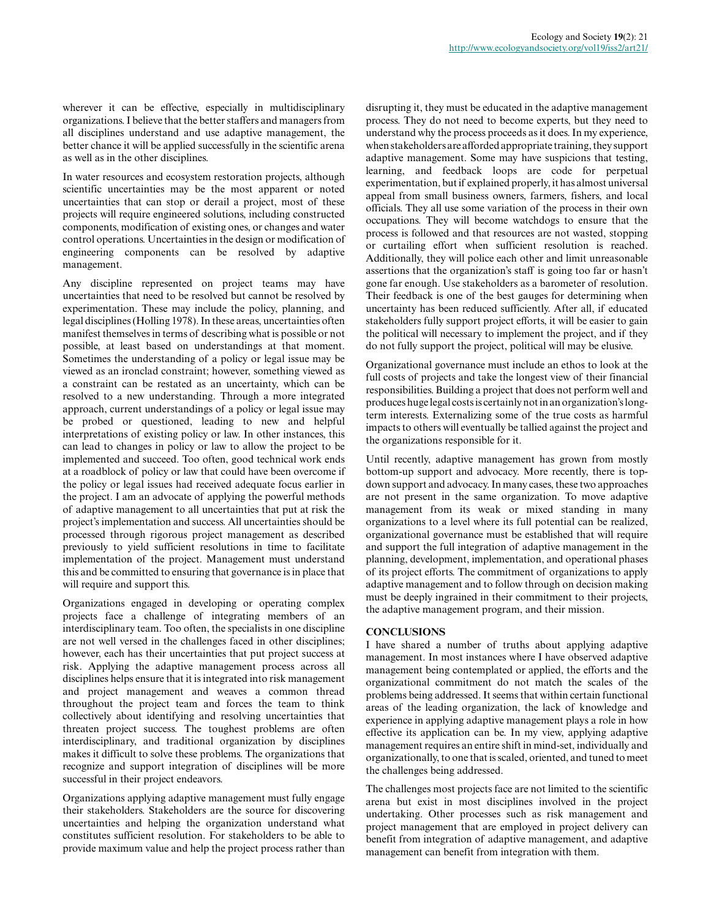wherever it can be effective, especially in multidisciplinary organizations. I believe that the better staffers and managers from all disciplines understand and use adaptive management, the better chance it will be applied successfully in the scientific arena as well as in the other disciplines.

In water resources and ecosystem restoration projects, although scientific uncertainties may be the most apparent or noted uncertainties that can stop or derail a project, most of these projects will require engineered solutions, including constructed components, modification of existing ones, or changes and water control operations. Uncertainties in the design or modification of engineering components can be resolved by adaptive management.

Any discipline represented on project teams may have uncertainties that need to be resolved but cannot be resolved by experimentation. These may include the policy, planning, and legal disciplines (Holling 1978). In these areas, uncertainties often manifest themselves in terms of describing what is possible or not possible, at least based on understandings at that moment. Sometimes the understanding of a policy or legal issue may be viewed as an ironclad constraint; however, something viewed as a constraint can be restated as an uncertainty, which can be resolved to a new understanding. Through a more integrated approach, current understandings of a policy or legal issue may be probed or questioned, leading to new and helpful interpretations of existing policy or law. In other instances, this can lead to changes in policy or law to allow the project to be implemented and succeed. Too often, good technical work ends at a roadblock of policy or law that could have been overcome if the policy or legal issues had received adequate focus earlier in the project. I am an advocate of applying the powerful methods of adaptive management to all uncertainties that put at risk the project's implementation and success. All uncertainties should be processed through rigorous project management as described previously to yield sufficient resolutions in time to facilitate implementation of the project. Management must understand this and be committed to ensuring that governance is in place that will require and support this.

Organizations engaged in developing or operating complex projects face a challenge of integrating members of an interdisciplinary team. Too often, the specialists in one discipline are not well versed in the challenges faced in other disciplines; however, each has their uncertainties that put project success at risk. Applying the adaptive management process across all disciplines helps ensure that it is integrated into risk management and project management and weaves a common thread throughout the project team and forces the team to think collectively about identifying and resolving uncertainties that threaten project success. The toughest problems are often interdisciplinary, and traditional organization by disciplines makes it difficult to solve these problems. The organizations that recognize and support integration of disciplines will be more successful in their project endeavors.

Organizations applying adaptive management must fully engage their stakeholders. Stakeholders are the source for discovering uncertainties and helping the organization understand what constitutes sufficient resolution. For stakeholders to be able to provide maximum value and help the project process rather than disrupting it, they must be educated in the adaptive management process. They do not need to become experts, but they need to understand why the process proceeds as it does. In my experience, when stakeholders are afforded appropriate training, they support adaptive management. Some may have suspicions that testing, learning, and feedback loops are code for perpetual experimentation, but if explained properly, it has almost universal appeal from small business owners, farmers, fishers, and local officials. They all use some variation of the process in their own occupations. They will become watchdogs to ensure that the process is followed and that resources are not wasted, stopping or curtailing effort when sufficient resolution is reached. Additionally, they will police each other and limit unreasonable assertions that the organization's staff is going too far or hasn't gone far enough. Use stakeholders as a barometer of resolution. Their feedback is one of the best gauges for determining when uncertainty has been reduced sufficiently. After all, if educated stakeholders fully support project efforts, it will be easier to gain the political will necessary to implement the project, and if they do not fully support the project, political will may be elusive.

Organizational governance must include an ethos to look at the full costs of projects and take the longest view of their financial responsibilities. Building a project that does not perform well and produces huge legal costs is certainly not in an organization's long-term interests. Externalizing some of the true costs as harmful impacts to others will eventually be tallied against the project and the organizations responsible for it.

Until recently, adaptive management has grown from mostly bottom-up support and advocacy. More recently, there is top-down support and advocacy. In many cases, these two approaches are not present in the same organization. To move adaptive management from its weak or mixed standing in many organizations to a level where its full potential can be realized, organizational governance must be established that will require and support the full integration of adaptive management in the planning, development, implementation, and operational phases of its project efforts. The commitment of organizations to apply adaptive management and to follow through on decision making must be deeply ingrained in their commitment to their projects, the adaptive management program, and their mission.

## CONCLUSIONS

I have shared a number of truths about applying adaptive management. In most instances where I have observed adaptive management being contemplated or applied, the efforts and the organizational commitment do not match the scales of the problems being addressed. It seems that within certain functional areas of the leading organization, the lack of knowledge and experience in applying adaptive management plays a role in how effective its application can be. In my view, applying adaptive management requires an entire shift in mind-set, individually and organizationally, to one that is scaled, oriented, and tuned to meet the challenges being addressed.

The challenges most projects face are not limited to the scientific arena but exist in most disciplines involved in the project undertaking. Other processes such as risk management and project management that are employed in project delivery can benefit from integration of adaptive management, and adaptive management can benefit from integration with them.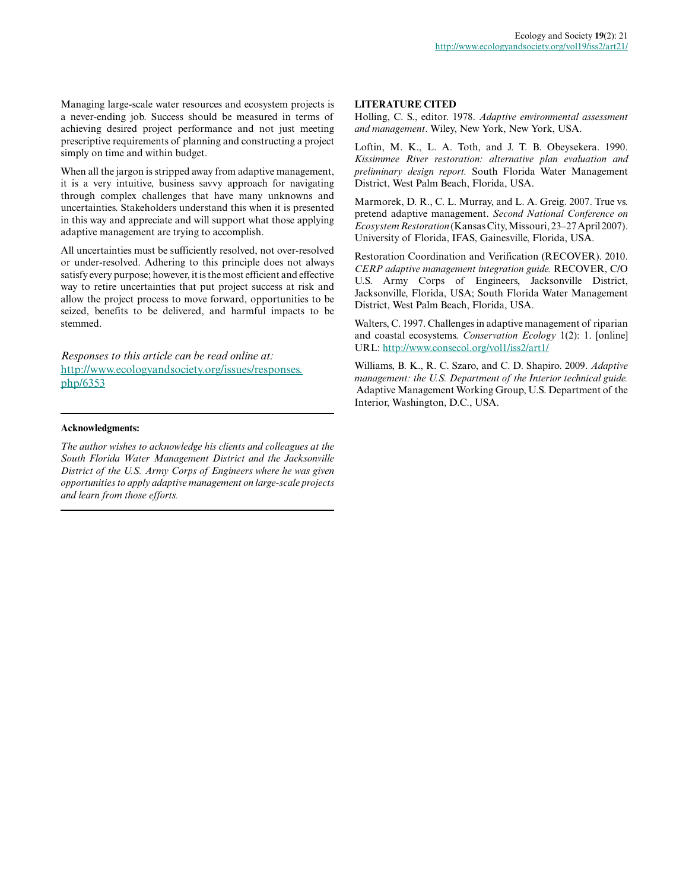Managing large-scale water resources and ecosystem projects is a never-ending job. Success should be measured in terms of achieving desired project performance and not just meeting prescriptive requirements of planning and constructing a project simply on time and within budget.

When all the jargon is stripped away from adaptive management, it is a very intuitive, business savvy approach for navigating through complex challenges that have many unknowns and uncertainties. Stakeholders understand this when it is presented in this way and appreciate and will support what those applying adaptive management are trying to accomplish.

All uncertainties must be sufficiently resolved, not over-resolved or under-resolved. Adhering to this principle does not always satisfy every purpose; however, it is the most efficient and effective way to retire uncertainties that put project success at risk and allow the project process to move forward, opportunities to be seized, benefits to be delivered, and harmful impacts to be stemmed.

*Responses to this article can be read online at:*
http://www.ecologyandsociety.org/issues/responses.php/6353

---

**Acknowledgments:**

*The author wishes to acknowledge his clients and colleagues at the South Florida Water Management District and the Jacksonville District of the U.S. Army Corps of Engineers where he was given opportunities to apply adaptive management on large-scale projects and learn from those efforts.*

---

## LITERATURE CITED

Holling, C. S., editor. 1978. *Adaptive environmental assessment and management*. Wiley, New York, New York, USA.

Loftin, M. K., L. A. Toth, and J. T. B. Obeysekera. 1990. *Kissimmee River restoration: alternative plan evaluation and preliminary design report.* South Florida Water Management District, West Palm Beach, Florida, USA.

Marmorek, D. R., C. L. Murray, and L. A. Greig. 2007. True vs. pretend adaptive management. *Second National Conference on Ecosystem Restoration* (Kansas City, Missouri, 23–27 April 2007). University of Florida, IFAS, Gainesville, Florida, USA.

Restoration Coordination and Verification (RECOVER). 2010. *CERP adaptive management integration guide.* RECOVER, C/O U.S. Army Corps of Engineers, Jacksonville District, Jacksonville, Florida, USA; South Florida Water Management District, West Palm Beach, Florida, USA.

Walters, C. 1997. Challenges in adaptive management of riparian and coastal ecosystems. *Conservation Ecology* 1(2): 1. [online] URL: http://www.consecol.org/vol1/iss2/art1/

Williams, B. K., R. C. Szaro, and C. D. Shapiro. 2009. *Adaptive management: the U.S. Department of the Interior technical guide.* Adaptive Management Working Group, U.S. Department of the Interior, Washington, D.C., USA.